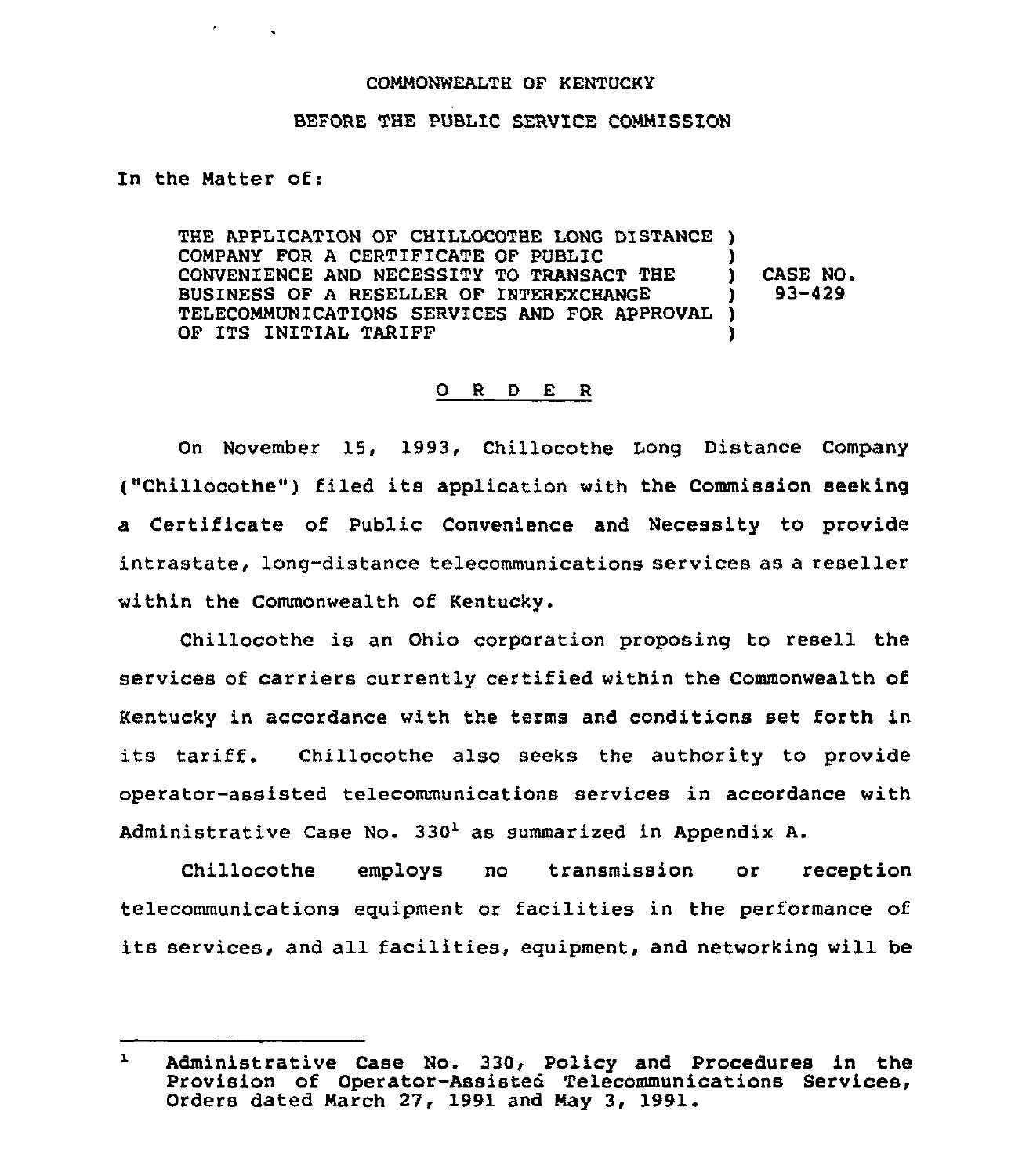COMMONWEALTH OF KENTUCKY

BEFORE THE PUBLIC SERVICE COMMISSION

In the Matter of:

| | | |
|---|---|---|
| THE APPLICATION OF CHILLOCOTHE LONG DISTANCE COMPANY FOR A CERTIFICATE OF PUBLIC CONVENIENCE AND NECESSITY TO TRANSACT THE BUSINESS OF A RESELLER OF INTEREXCHANGE TELECOMMUNICATIONS SERVICES AND FOR APPROVAL OF ITS INITIAL TARIFF | ) | CASE NO. 93-429 |

## O R D E R

On November 15, 1993, Chillocothe Long Distance Company ("Chillocothe") filed its application with the Commission seeking a Certificate of Public Convenience and Necessity to provide intrastate, long-distance telecommunications services as a reseller within the Commonwealth of Kentucky.

Chillocothe is an Ohio corporation proposing to resell the services of carriers currently certified within the Commonwealth of Kentucky in accordance with the terms and conditions set forth in its tariff. Chillocothe also seeks the authority to provide operator-assisted telecommunications services in accordance with Administrative Case No. 330[1] as summarized in Appendix A.

Chillocothe employs no transmission or reception telecommunications equipment or facilities in the performance of its services, and all facilities, equipment, and networking will be

---

[1] Administrative Case No. 330, Policy and Procedures in the Provision of Operator-Assisted Telecommunications Services, Orders dated March 27, 1991 and May 3, 1991.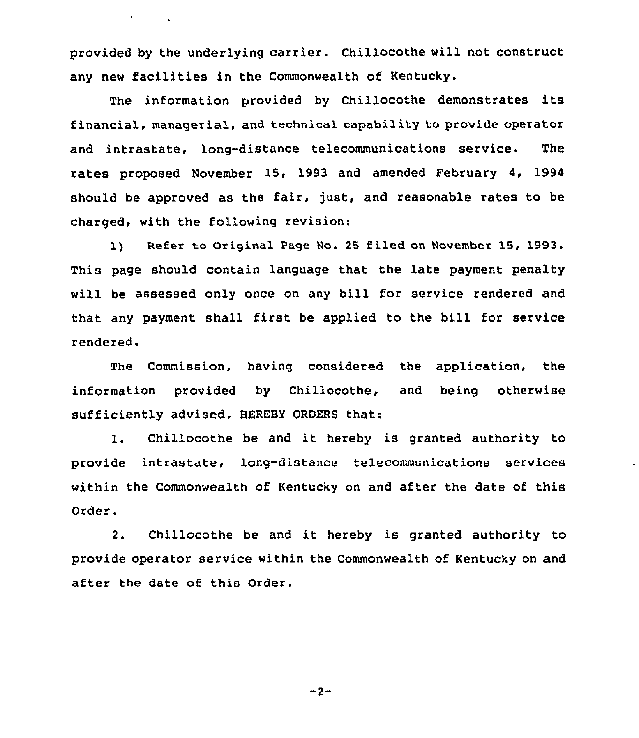provided by the underlying carrier. Chillocothe will not construct any new facilities in the Commonwealth of Kentucky.

The information provided by Chillocothe demonstrates its financial, managerial, and technical capability to provide operator and intrastate, long-distance telecommunications service. The rates proposed November 15, 1993 and amended February 4, 1994 should be approved as the fair, just, and reasonable rates to be charged, with the following revision:

1) Refer to Original Page No. 25 filed on November 15, 1993. This page should contain language that the late payment penalty will be assessed only once on any bill for service rendered and that any payment shall first be applied to the bill for service rendered.

The Commission, having considered the application, the information provided by Chillocothe, and being otherwise sufficiently advised, HEREBY ORDERS that:

1. Chillocothe be and it hereby is granted authority to provide intrastate, long-distance telecommunications services within the Commonwealth of Kentucky on and after the date of this Order.

2. Chillocothe be and it hereby is granted authority to provide operator service within the Commonwealth of Kentucky on and after the date of this Order.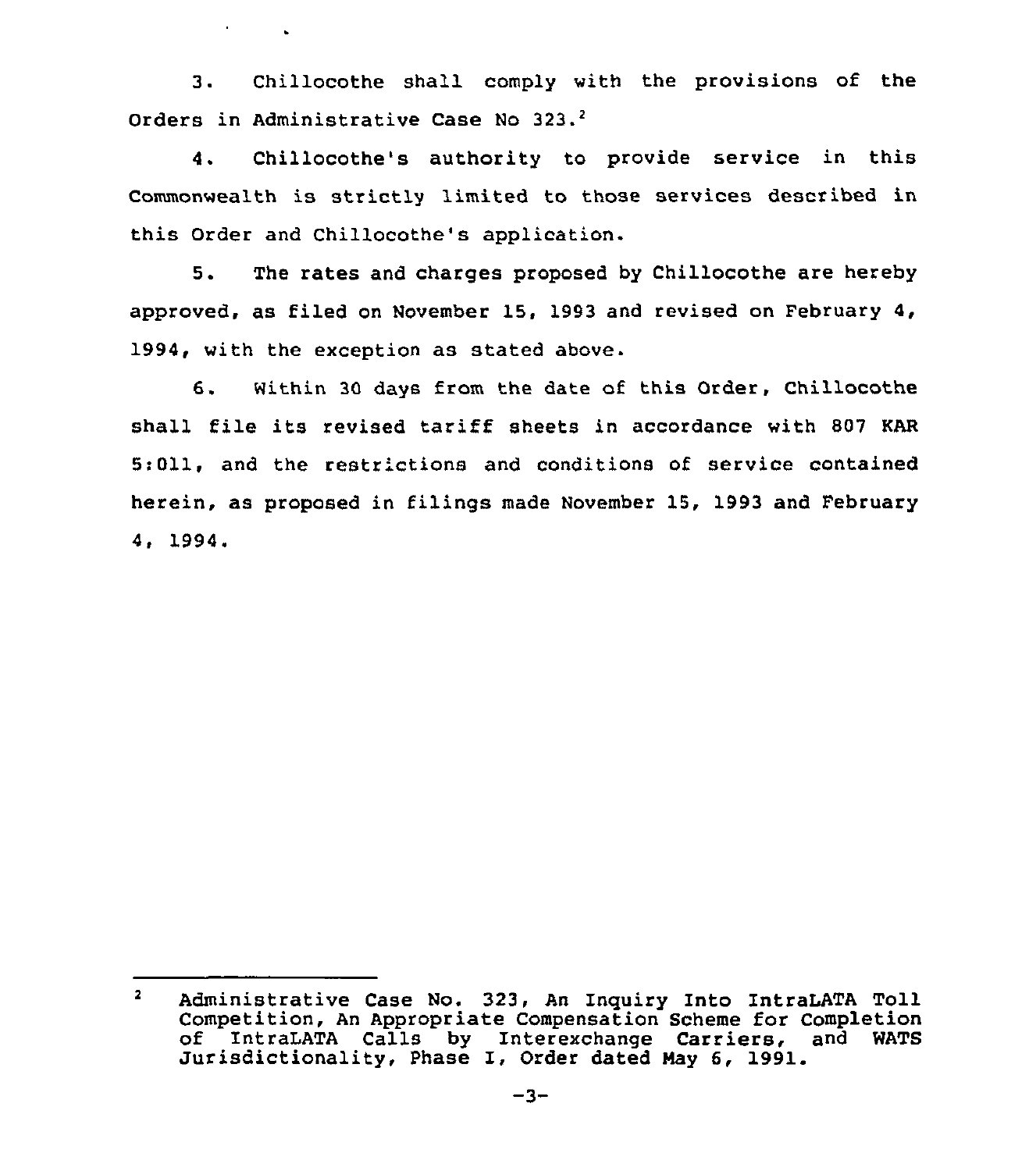3. Chillocothe shall comply with the provisions of the Orders in Administrative Case No 323.[2]

4. Chillocothe's authority to provide service in this Commonwealth is strictly limited to those services described in this Order and Chillocothe's application.

5. The rates and charges proposed by Chillocothe are hereby approved, as filed on November 15, 1993 and revised on February 4, 1994, with the exception as stated above.

6. Within 30 days from the date of this Order, Chillocothe shall file its revised tariff sheets in accordance with 807 KAR 5:011, and the restrictions and conditions of service contained herein, as proposed in filings made November 15, 1993 and February 4, 1994.

---

[2] Administrative Case No. 323, An Inquiry Into IntraLATA Toll Competition, An Appropriate Compensation Scheme for Completion of IntraLATA Calls by Interexchange Carriers, and WATS Jurisdictionality, Phase I, Order dated May 6, 1991.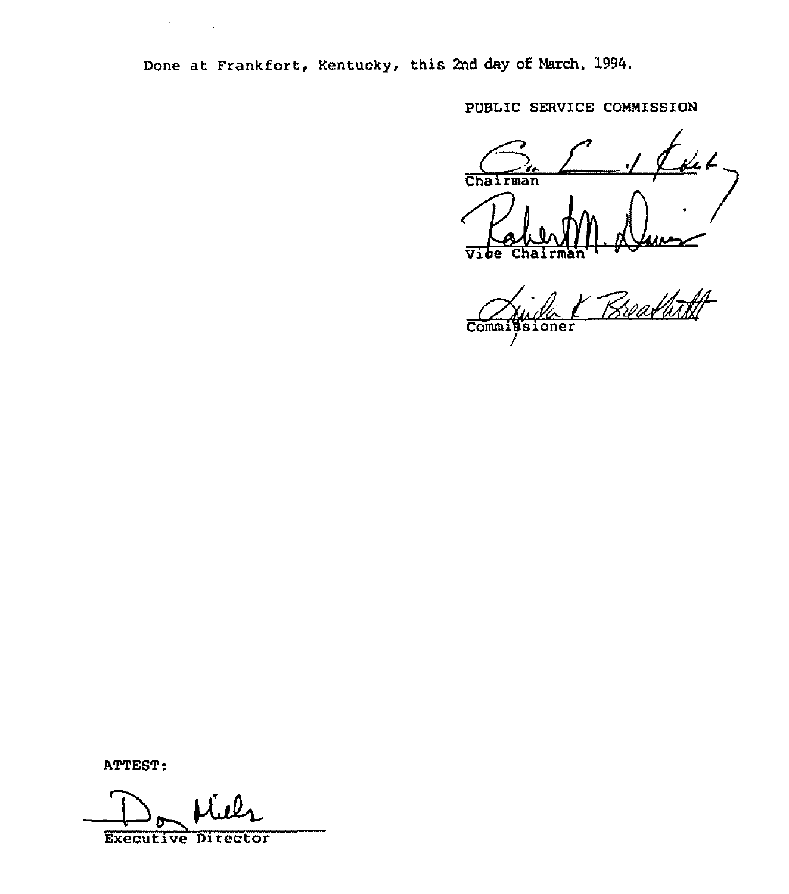Done at Frankfort, Kentucky, this 2nd day of March, 1994.

PUBLIC SERVICE COMMISSION

Chairman

Vice Chairman

Commissioner

ATTEST:

Executive Director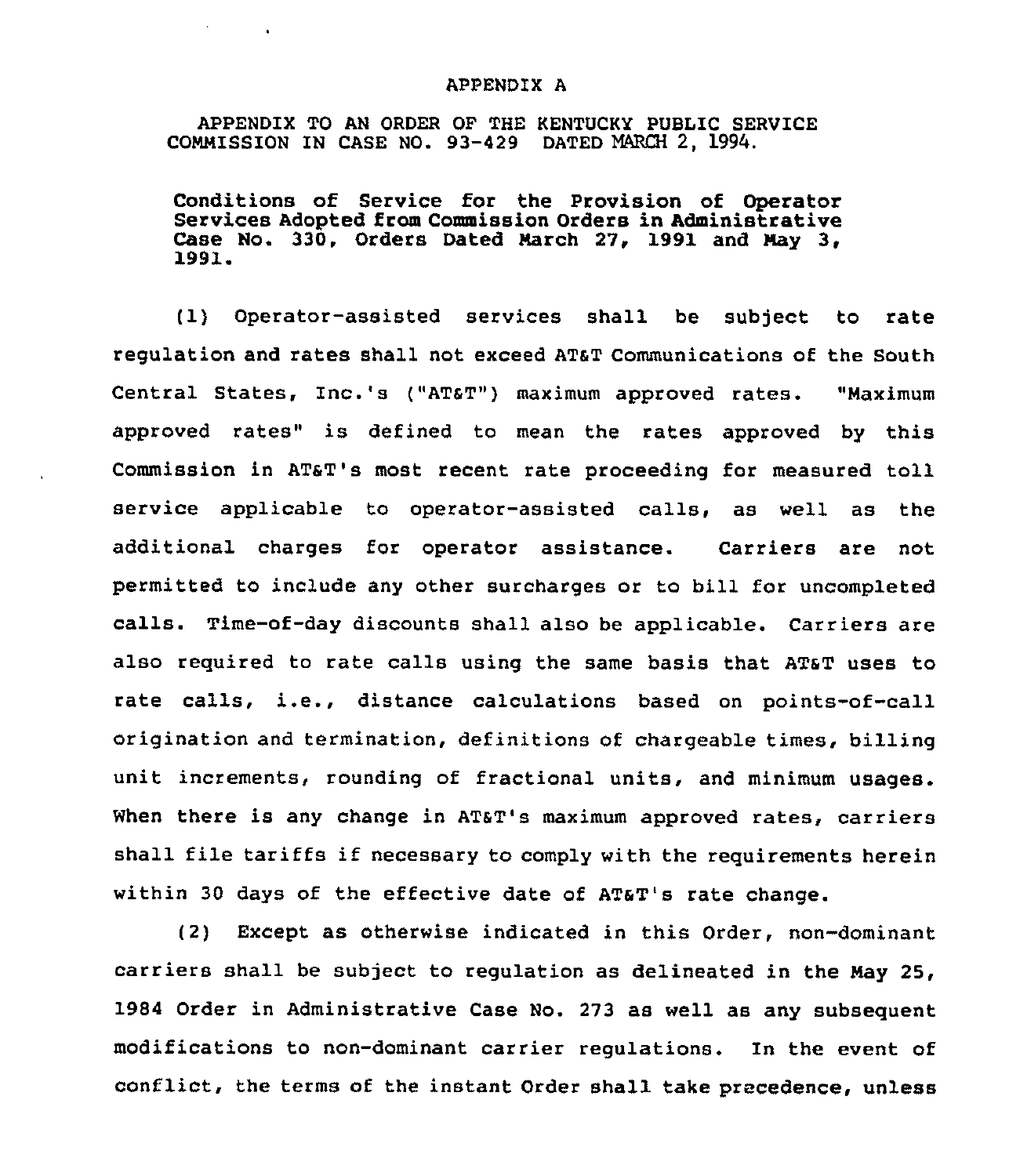# APPENDIX A

APPENDIX TO AN ORDER OF THE KENTUCKY PUBLIC SERVICE COMMISSION IN CASE NO. 93-429 DATED MARCH 2, 1994.

**Conditions of Service for the Provision of Operator Services Adopted from Commission Orders in Administrative Case No. 330, Orders Dated March 27, 1991 and May 3, 1991.**

(1) Operator-assisted services shall be subject to rate regulation and rates shall not exceed AT&T Communications of the South Central States, Inc.'s ("AT&T") maximum approved rates. "Maximum approved rates" is defined to mean the rates approved by this Commission in AT&T's most recent rate proceeding for measured toll service applicable to operator-assisted calls, as well as the additional charges for operator assistance. Carriers are not permitted to include any other surcharges or to bill for uncompleted calls. Time-of-day discounts shall also be applicable. Carriers are also required to rate calls using the same basis that AT&T uses to rate calls, i.e., distance calculations based on points-of-call origination and termination, definitions of chargeable times, billing unit increments, rounding of fractional units, and minimum usages. When there is any change in AT&T's maximum approved rates, carriers shall file tariffs if necessary to comply with the requirements herein within 30 days of the effective date of AT&T's rate change.

(2) Except as otherwise indicated in this Order, non-dominant carriers shall be subject to regulation as delineated in the May 25, 1984 Order in Administrative Case No. 273 as well as any subsequent modifications to non-dominant carrier regulations. In the event of conflict, the terms of the instant Order shall take precedence, unless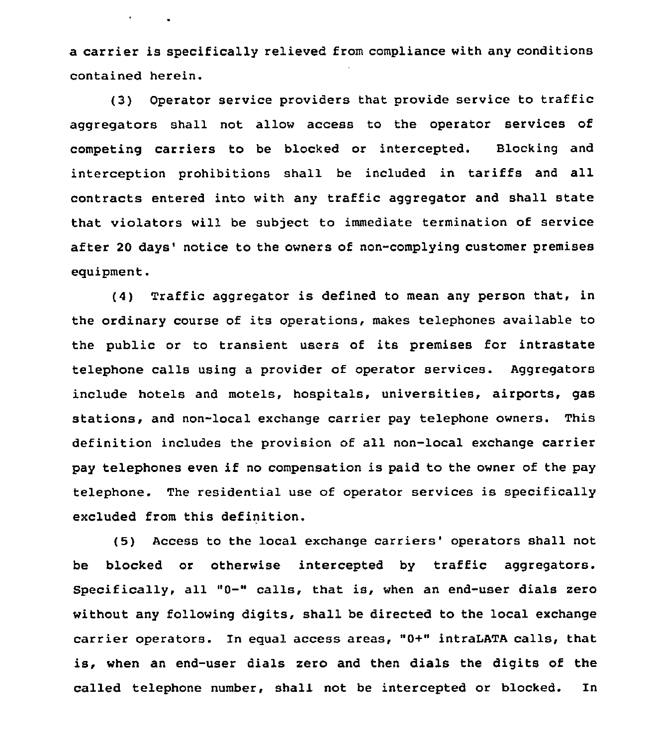a carrier is specifically relieved from compliance with any conditions contained herein.

(3) Operator service providers that provide service to traffic aggregators shall not allow access to the operator services of competing carriers to be blocked or intercepted. Blocking and interception prohibitions shall be included in tariffs and all contracts entered into with any traffic aggregator and shall state that violators will be subject to immediate termination of service after 20 days' notice to the owners of non-complying customer premises equipment.

(4) Traffic aggregator is defined to mean any person that, in the ordinary course of its operations, makes telephones available to the public or to transient users of its premises for intrastate telephone calls using a provider of operator services. Aggregators include hotels and motels, hospitals, universities, airports, gas stations, and non-local exchange carrier pay telephone owners. This definition includes the provision of all non-local exchange carrier pay telephones even if no compensation is paid to the owner of the pay telephone. The residential use of operator services is specifically excluded from this definition.

(5) Access to the local exchange carriers' operators shall not be blocked or otherwise intercepted by traffic aggregators. Specifically, all "0-" calls, that is, when an end-user dials zero without any following digits, shall be directed to the local exchange carrier operators. In equal access areas, "0+" intraLATA calls, that is, when an end-user dials zero and then dials the digits of the called telephone number, shall not be intercepted or blocked. In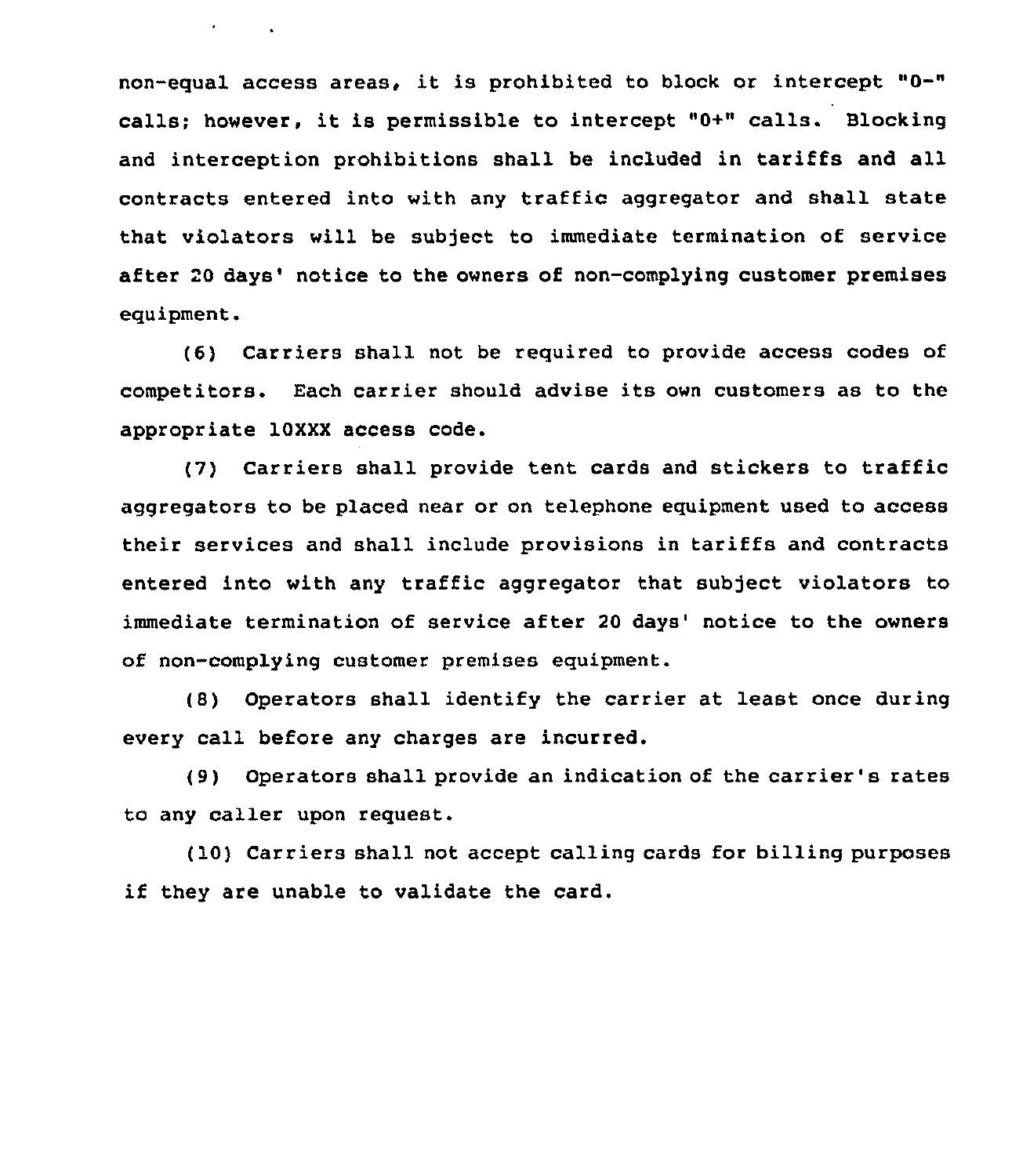non-equal access areas, it is prohibited to block or intercept "0-" calls; however, it is permissible to intercept "0+" calls. Blocking and interception prohibitions shall be included in tariffs and all contracts entered into with any traffic aggregator and shall state that violators will be subject to immediate termination of service after 20 days' notice to the owners of non-complying customer premises equipment.

(6) Carriers shall not be required to provide access codes of competitors. Each carrier should advise its own customers as to the appropriate 10XXX access code.

(7) Carriers shall provide tent cards and stickers to traffic aggregators to be placed near or on telephone equipment used to access their services and shall include provisions in tariffs and contracts entered into with any traffic aggregator that subject violators to immediate termination of service after 20 days' notice to the owners of non-complying customer premises equipment.

(8) Operators shall identify the carrier at least once during every call before any charges are incurred.

(9) Operators shall provide an indication of the carrier's rates to any caller upon request.

(10) Carriers shall not accept calling cards for billing purposes if they are unable to validate the card.